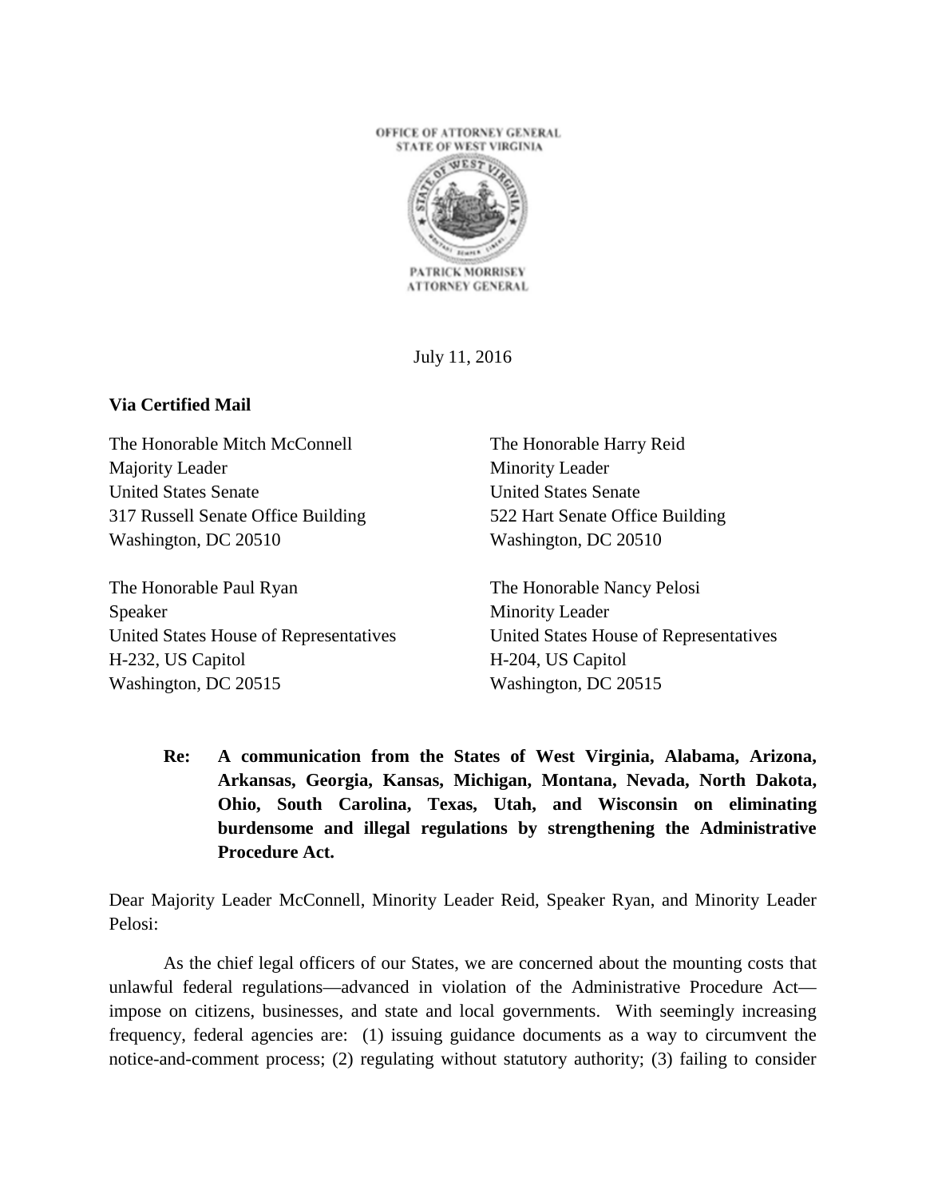OFFICE OF ATTORNEY GENERAL
STATE OF WEST VIRGINIA

PATRICK MORRISEY
ATTORNEY GENERAL

July 11, 2016

**Via Certified Mail**

The Honorable Mitch McConnell
Majority Leader
United States Senate
317 Russell Senate Office Building
Washington, DC 20510

The Honorable Harry Reid
Minority Leader
United States Senate
522 Hart Senate Office Building
Washington, DC 20510

The Honorable Paul Ryan
Speaker
United States House of Representatives
H-232, US Capitol
Washington, DC 20515

The Honorable Nancy Pelosi
Minority Leader
United States House of Representatives
H-204, US Capitol
Washington, DC 20515

**Re: A communication from the States of West Virginia, Alabama, Arizona, Arkansas, Georgia, Kansas, Michigan, Montana, Nevada, North Dakota, Ohio, South Carolina, Texas, Utah, and Wisconsin on eliminating burdensome and illegal regulations by strengthening the Administrative Procedure Act.**

Dear Majority Leader McConnell, Minority Leader Reid, Speaker Ryan, and Minority Leader Pelosi:

As the chief legal officers of our States, we are concerned about the mounting costs that unlawful federal regulations—advanced in violation of the Administrative Procedure Act—impose on citizens, businesses, and state and local governments. With seemingly increasing frequency, federal agencies are: (1) issuing guidance documents as a way to circumvent the notice-and-comment process; (2) regulating without statutory authority; (3) failing to consider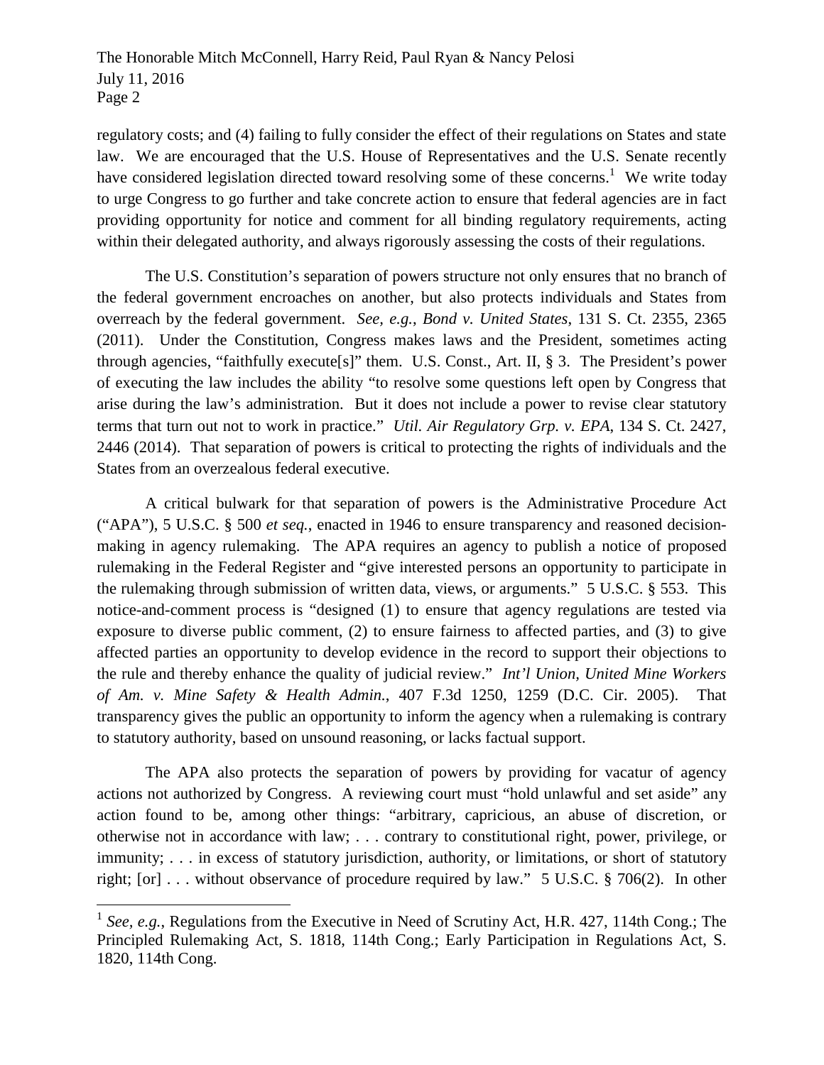regulatory costs; and (4) failing to fully consider the effect of their regulations on States and state law. We are encouraged that the U.S. House of Representatives and the U.S. Senate recently have considered legislation directed toward resolving some of these concerns.[1] We write today to urge Congress to go further and take concrete action to ensure that federal agencies are in fact providing opportunity for notice and comment for all binding regulatory requirements, acting within their delegated authority, and always rigorously assessing the costs of their regulations.

The U.S. Constitution's separation of powers structure not only ensures that no branch of the federal government encroaches on another, but also protects individuals and States from overreach by the federal government. *See, e.g.*, *Bond v. United States*, 131 S. Ct. 2355, 2365 (2011). Under the Constitution, Congress makes laws and the President, sometimes acting through agencies, "faithfully execute[s]" them. U.S. Const., Art. II, § 3. The President's power of executing the law includes the ability "to resolve some questions left open by Congress that arise during the law's administration. But it does not include a power to revise clear statutory terms that turn out not to work in practice." *Util. Air Regulatory Grp. v. EPA*, 134 S. Ct. 2427, 2446 (2014). That separation of powers is critical to protecting the rights of individuals and the States from an overzealous federal executive.

A critical bulwark for that separation of powers is the Administrative Procedure Act ("APA"), 5 U.S.C. § 500 *et seq.*, enacted in 1946 to ensure transparency and reasoned decision-making in agency rulemaking. The APA requires an agency to publish a notice of proposed rulemaking in the Federal Register and "give interested persons an opportunity to participate in the rulemaking through submission of written data, views, or arguments." 5 U.S.C. § 553. This notice-and-comment process is "designed (1) to ensure that agency regulations are tested via exposure to diverse public comment, (2) to ensure fairness to affected parties, and (3) to give affected parties an opportunity to develop evidence in the record to support their objections to the rule and thereby enhance the quality of judicial review." *Int'l Union, United Mine Workers of Am. v. Mine Safety & Health Admin.*, 407 F.3d 1250, 1259 (D.C. Cir. 2005). That transparency gives the public an opportunity to inform the agency when a rulemaking is contrary to statutory authority, based on unsound reasoning, or lacks factual support.

The APA also protects the separation of powers by providing for vacatur of agency actions not authorized by Congress. A reviewing court must "hold unlawful and set aside" any action found to be, among other things: "arbitrary, capricious, an abuse of discretion, or otherwise not in accordance with law; . . . contrary to constitutional right, power, privilege, or immunity; . . . in excess of statutory jurisdiction, authority, or limitations, or short of statutory right; [or] . . . without observance of procedure required by law." 5 U.S.C. § 706(2). In other

[1] *See, e.g.*, Regulations from the Executive in Need of Scrutiny Act, H.R. 427, 114th Cong.; The Principled Rulemaking Act, S. 1818, 114th Cong.; Early Participation in Regulations Act, S. 1820, 114th Cong.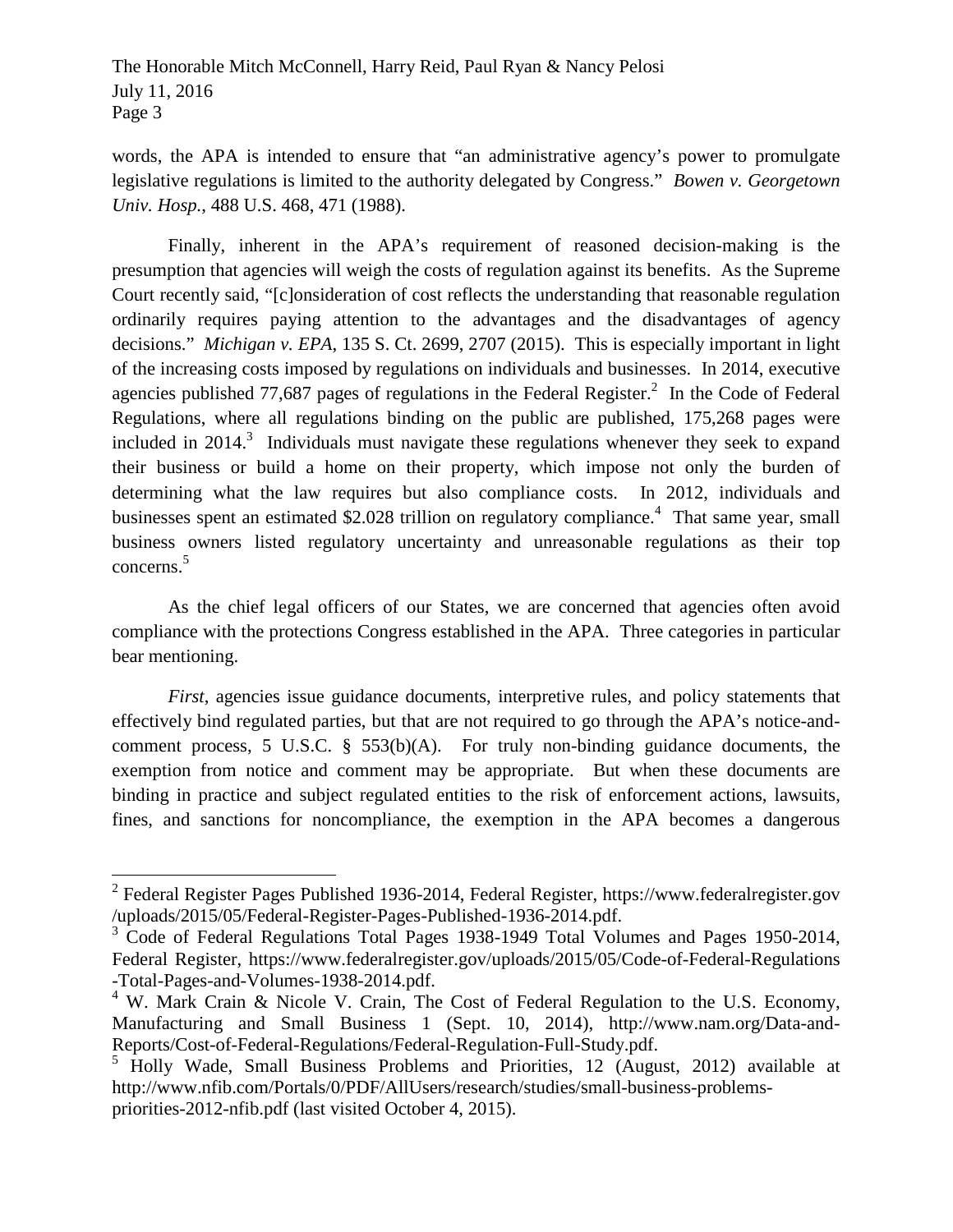words, the APA is intended to ensure that "an administrative agency's power to promulgate legislative regulations is limited to the authority delegated by Congress." *Bowen v. Georgetown Univ. Hosp.*, 488 U.S. 468, 471 (1988).

Finally, inherent in the APA's requirement of reasoned decision-making is the presumption that agencies will weigh the costs of regulation against its benefits. As the Supreme Court recently said, "[c]onsideration of cost reflects the understanding that reasonable regulation ordinarily requires paying attention to the advantages and the disadvantages of agency decisions." *Michigan v. EPA*, 135 S. Ct. 2699, 2707 (2015). This is especially important in light of the increasing costs imposed by regulations on individuals and businesses. In 2014, executive agencies published 77,687 pages of regulations in the Federal Register.[2] In the Code of Federal Regulations, where all regulations binding on the public are published, 175,268 pages were included in 2014.[3] Individuals must navigate these regulations whenever they seek to expand their business or build a home on their property, which impose not only the burden of determining what the law requires but also compliance costs. In 2012, individuals and businesses spent an estimated $2.028 trillion on regulatory compliance.[4] That same year, small business owners listed regulatory uncertainty and unreasonable regulations as their top concerns.[5]

As the chief legal officers of our States, we are concerned that agencies often avoid compliance with the protections Congress established in the APA. Three categories in particular bear mentioning.

*First*, agencies issue guidance documents, interpretive rules, and policy statements that effectively bind regulated parties, but that are not required to go through the APA's notice-and-comment process, 5 U.S.C. § 553(b)(A). For truly non-binding guidance documents, the exemption from notice and comment may be appropriate. But when these documents are binding in practice and subject regulated entities to the risk of enforcement actions, lawsuits, fines, and sanctions for noncompliance, the exemption in the APA becomes a dangerous

---

[2] Federal Register Pages Published 1936-2014, Federal Register, https://www.federalregister.gov/uploads/2015/05/Federal-Register-Pages-Published-1936-2014.pdf.

[3] Code of Federal Regulations Total Pages 1938-1949 Total Volumes and Pages 1950-2014, Federal Register, https://www.federalregister.gov/uploads/2015/05/Code-of-Federal-Regulations-Total-Pages-and-Volumes-1938-2014.pdf.

[4] W. Mark Crain & Nicole V. Crain, The Cost of Federal Regulation to the U.S. Economy, Manufacturing and Small Business 1 (Sept. 10, 2014), http://www.nam.org/Data-and-Reports/Cost-of-Federal-Regulations/Federal-Regulation-Full-Study.pdf.

[5] Holly Wade, Small Business Problems and Priorities, 12 (August, 2012) available at http://www.nfib.com/Portals/0/PDF/AllUsers/research/studies/small-business-problems-priorities-2012-nfib.pdf (last visited October 4, 2015).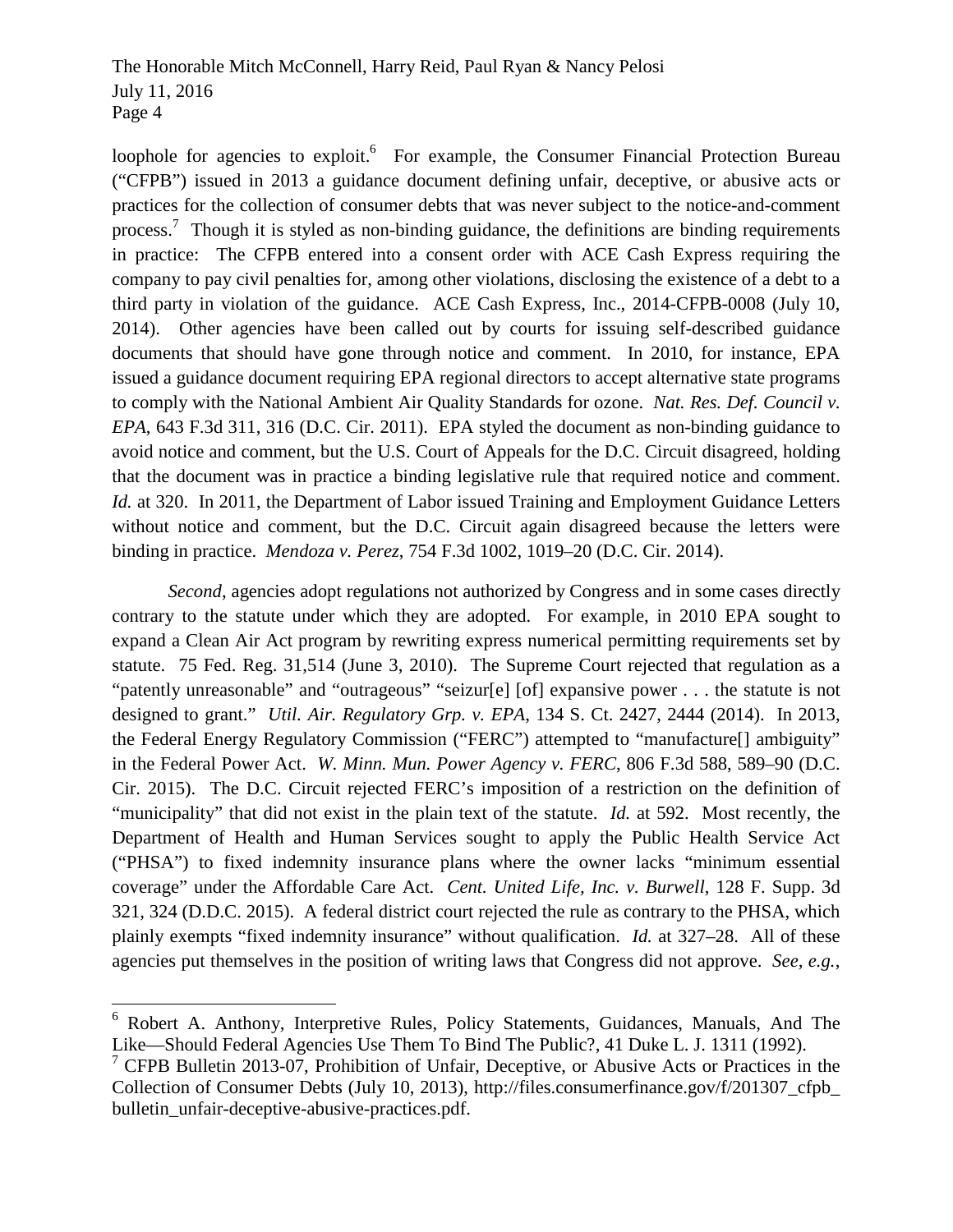loophole for agencies to exploit.[6] For example, the Consumer Financial Protection Bureau ("CFPB") issued in 2013 a guidance document defining unfair, deceptive, or abusive acts or practices for the collection of consumer debts that was never subject to the notice-and-comment process.[7] Though it is styled as non-binding guidance, the definitions are binding requirements in practice: The CFPB entered into a consent order with ACE Cash Express requiring the company to pay civil penalties for, among other violations, disclosing the existence of a debt to a third party in violation of the guidance. ACE Cash Express, Inc., 2014-CFPB-0008 (July 10, 2014). Other agencies have been called out by courts for issuing self-described guidance documents that should have gone through notice and comment. In 2010, for instance, EPA issued a guidance document requiring EPA regional directors to accept alternative state programs to comply with the National Ambient Air Quality Standards for ozone. *Nat. Res. Def. Council v. EPA*, 643 F.3d 311, 316 (D.C. Cir. 2011). EPA styled the document as non-binding guidance to avoid notice and comment, but the U.S. Court of Appeals for the D.C. Circuit disagreed, holding that the document was in practice a binding legislative rule that required notice and comment. *Id.* at 320. In 2011, the Department of Labor issued Training and Employment Guidance Letters without notice and comment, but the D.C. Circuit again disagreed because the letters were binding in practice. *Mendoza v. Perez*, 754 F.3d 1002, 1019–20 (D.C. Cir. 2014).

*Second*, agencies adopt regulations not authorized by Congress and in some cases directly contrary to the statute under which they are adopted. For example, in 2010 EPA sought to expand a Clean Air Act program by rewriting express numerical permitting requirements set by statute. 75 Fed. Reg. 31,514 (June 3, 2010). The Supreme Court rejected that regulation as a "patently unreasonable" and "outrageous" "seizur[e] [of] expansive power . . . the statute is not designed to grant." *Util. Air. Regulatory Grp. v. EPA*, 134 S. Ct. 2427, 2444 (2014). In 2013, the Federal Energy Regulatory Commission ("FERC") attempted to "manufacture[] ambiguity" in the Federal Power Act. *W. Minn. Mun. Power Agency v. FERC*, 806 F.3d 588, 589–90 (D.C. Cir. 2015). The D.C. Circuit rejected FERC's imposition of a restriction on the definition of "municipality" that did not exist in the plain text of the statute. *Id.* at 592. Most recently, the Department of Health and Human Services sought to apply the Public Health Service Act ("PHSA") to fixed indemnity insurance plans where the owner lacks "minimum essential coverage" under the Affordable Care Act. *Cent. United Life, Inc. v. Burwell*, 128 F. Supp. 3d 321, 324 (D.D.C. 2015). A federal district court rejected the rule as contrary to the PHSA, which plainly exempts "fixed indemnity insurance" without qualification. *Id.* at 327–28. All of these agencies put themselves in the position of writing laws that Congress did not approve. *See, e.g.*,

---

[6] Robert A. Anthony, Interpretive Rules, Policy Statements, Guidances, Manuals, And The Like—Should Federal Agencies Use Them To Bind The Public?, 41 Duke L. J. 1311 (1992).

[7] CFPB Bulletin 2013-07, Prohibition of Unfair, Deceptive, or Abusive Acts or Practices in the Collection of Consumer Debts (July 10, 2013), http://files.consumerfinance.gov/f/201307_cfpb_bulletin_unfair-deceptive-abusive-practices.pdf.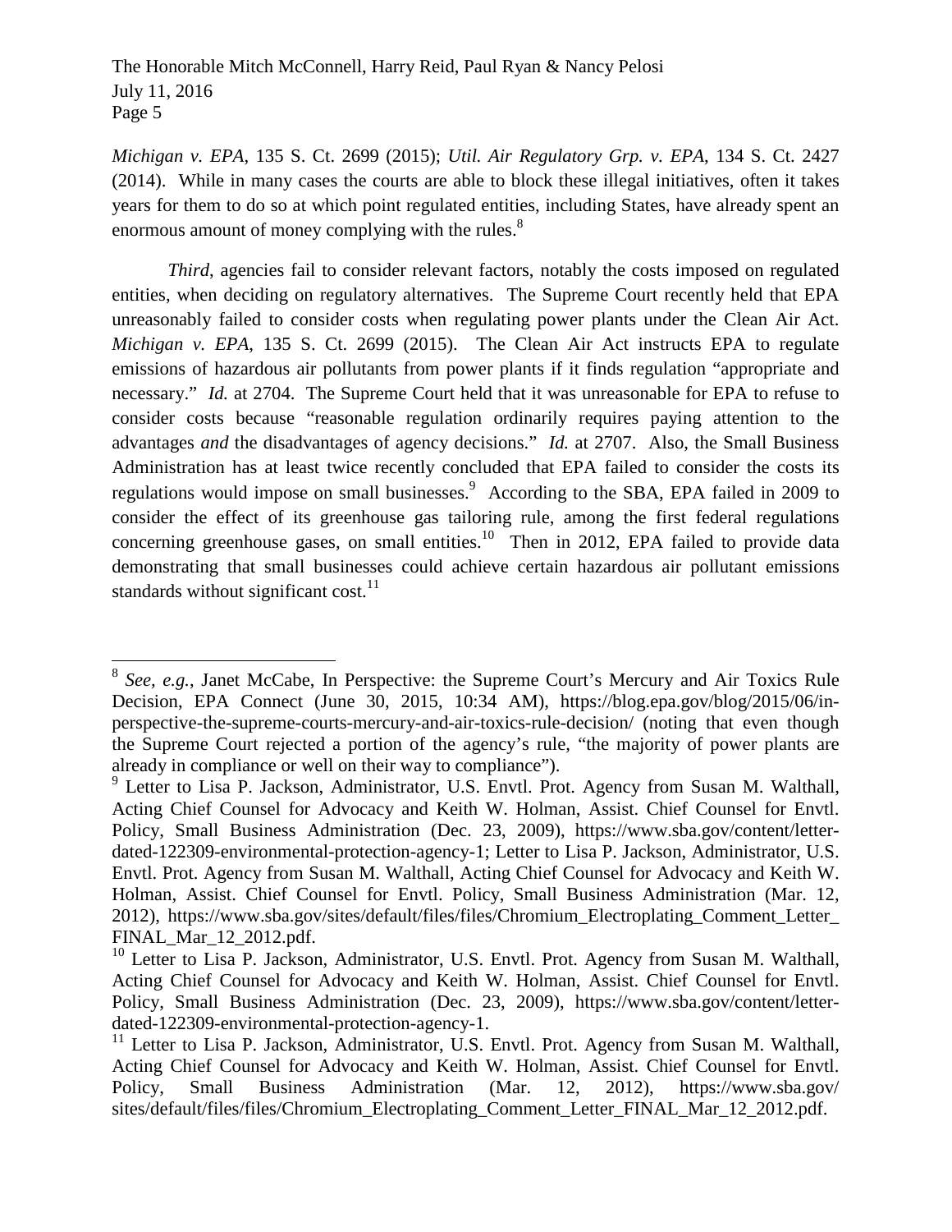*Michigan v. EPA*, 135 S. Ct. 2699 (2015); *Util. Air Regulatory Grp. v. EPA*, 134 S. Ct. 2427 (2014). While in many cases the courts are able to block these illegal initiatives, often it takes years for them to do so at which point regulated entities, including States, have already spent an enormous amount of money complying with the rules.[8]

*Third*, agencies fail to consider relevant factors, notably the costs imposed on regulated entities, when deciding on regulatory alternatives. The Supreme Court recently held that EPA unreasonably failed to consider costs when regulating power plants under the Clean Air Act. *Michigan v. EPA*, 135 S. Ct. 2699 (2015). The Clean Air Act instructs EPA to regulate emissions of hazardous air pollutants from power plants if it finds regulation "appropriate and necessary." *Id.* at 2704. The Supreme Court held that it was unreasonable for EPA to refuse to consider costs because "reasonable regulation ordinarily requires paying attention to the advantages *and* the disadvantages of agency decisions." *Id.* at 2707. Also, the Small Business Administration has at least twice recently concluded that EPA failed to consider the costs its regulations would impose on small businesses.[9] According to the SBA, EPA failed in 2009 to consider the effect of its greenhouse gas tailoring rule, among the first federal regulations concerning greenhouse gases, on small entities.[10] Then in 2012, EPA failed to provide data demonstrating that small businesses could achieve certain hazardous air pollutant emissions standards without significant cost.[11]

---

[8] *See, e.g.*, Janet McCabe, In Perspective: the Supreme Court's Mercury and Air Toxics Rule Decision, EPA Connect (June 30, 2015, 10:34 AM), https://blog.epa.gov/blog/2015/06/in-perspective-the-supreme-courts-mercury-and-air-toxics-rule-decision/ (noting that even though the Supreme Court rejected a portion of the agency's rule, "the majority of power plants are already in compliance or well on their way to compliance").

[9] Letter to Lisa P. Jackson, Administrator, U.S. Envtl. Prot. Agency from Susan M. Walthall, Acting Chief Counsel for Advocacy and Keith W. Holman, Assist. Chief Counsel for Envtl. Policy, Small Business Administration (Dec. 23, 2009), https://www.sba.gov/content/letter-dated-122309-environmental-protection-agency-1; Letter to Lisa P. Jackson, Administrator, U.S. Envtl. Prot. Agency from Susan M. Walthall, Acting Chief Counsel for Advocacy and Keith W. Holman, Assist. Chief Counsel for Envtl. Policy, Small Business Administration (Mar. 12, 2012), https://www.sba.gov/sites/default/files/files/Chromium_Electroplating_Comment_Letter_FINAL_Mar_12_2012.pdf.

[10] Letter to Lisa P. Jackson, Administrator, U.S. Envtl. Prot. Agency from Susan M. Walthall, Acting Chief Counsel for Advocacy and Keith W. Holman, Assist. Chief Counsel for Envtl. Policy, Small Business Administration (Dec. 23, 2009), https://www.sba.gov/content/letter-dated-122309-environmental-protection-agency-1.

[11] Letter to Lisa P. Jackson, Administrator, U.S. Envtl. Prot. Agency from Susan M. Walthall, Acting Chief Counsel for Advocacy and Keith W. Holman, Assist. Chief Counsel for Envtl. Policy, Small Business Administration (Mar. 12, 2012), https://www.sba.gov/sites/default/files/files/Chromium_Electroplating_Comment_Letter_FINAL_Mar_12_2012.pdf.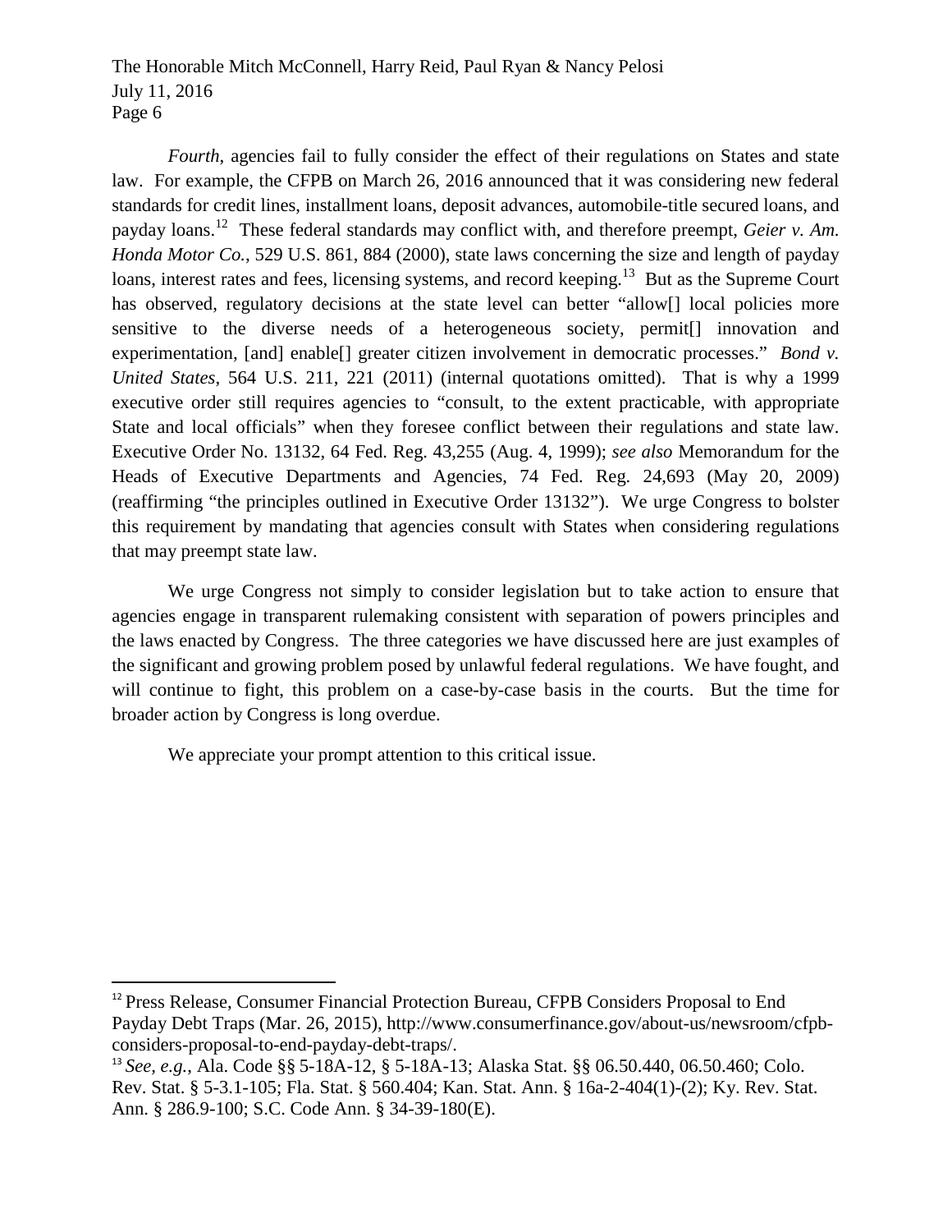*Fourth*, agencies fail to fully consider the effect of their regulations on States and state law. For example, the CFPB on March 26, 2016 announced that it was considering new federal standards for credit lines, installment loans, deposit advances, automobile-title secured loans, and payday loans.[12] These federal standards may conflict with, and therefore preempt, *Geier v. Am. Honda Motor Co.*, 529 U.S. 861, 884 (2000), state laws concerning the size and length of payday loans, interest rates and fees, licensing systems, and record keeping.[13] But as the Supreme Court has observed, regulatory decisions at the state level can better "allow[] local policies more sensitive to the diverse needs of a heterogeneous society, permit[] innovation and experimentation, [and] enable[] greater citizen involvement in democratic processes." *Bond v. United States*, 564 U.S. 211, 221 (2011) (internal quotations omitted). That is why a 1999 executive order still requires agencies to "consult, to the extent practicable, with appropriate State and local officials" when they foresee conflict between their regulations and state law. Executive Order No. 13132, 64 Fed. Reg. 43,255 (Aug. 4, 1999); *see also* Memorandum for the Heads of Executive Departments and Agencies, 74 Fed. Reg. 24,693 (May 20, 2009) (reaffirming "the principles outlined in Executive Order 13132"). We urge Congress to bolster this requirement by mandating that agencies consult with States when considering regulations that may preempt state law.

We urge Congress not simply to consider legislation but to take action to ensure that agencies engage in transparent rulemaking consistent with separation of powers principles and the laws enacted by Congress. The three categories we have discussed here are just examples of the significant and growing problem posed by unlawful federal regulations. We have fought, and will continue to fight, this problem on a case-by-case basis in the courts. But the time for broader action by Congress is long overdue.

We appreciate your prompt attention to this critical issue.

---

[12] Press Release, Consumer Financial Protection Bureau, CFPB Considers Proposal to End Payday Debt Traps (Mar. 26, 2015), http://www.consumerfinance.gov/about-us/newsroom/cfpb-considers-proposal-to-end-payday-debt-traps/.

[13] *See, e.g.*, Ala. Code §§ 5-18A-12, § 5-18A-13; Alaska Stat. §§ 06.50.440, 06.50.460; Colo. Rev. Stat. § 5-3.1-105; Fla. Stat. § 560.404; Kan. Stat. Ann. § 16a-2-404(1)-(2); Ky. Rev. Stat. Ann. § 286.9-100; S.C. Code Ann. § 34-39-180(E).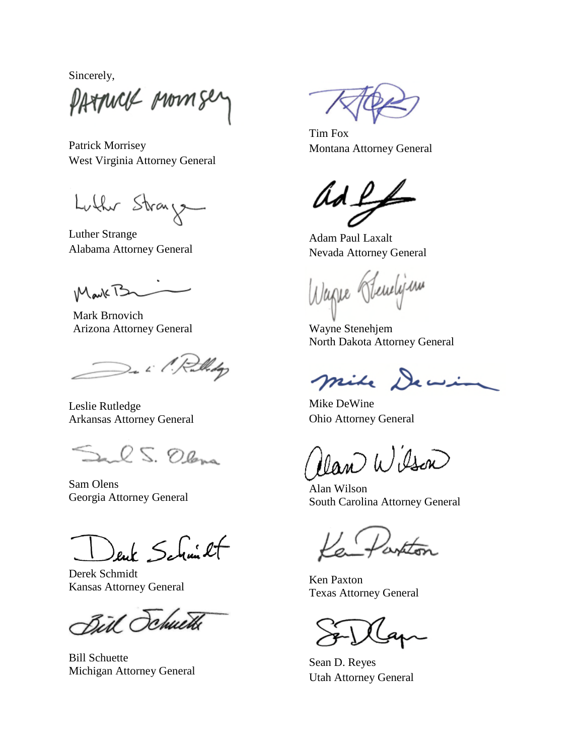Sincerely,

Patrick Morrisey
West Virginia Attorney General

Luther Strange
Alabama Attorney General

Mark Brnovich
Arizona Attorney General

Leslie Rutledge
Arkansas Attorney General

Sam Olens
Georgia Attorney General

Derek Schmidt
Kansas Attorney General

Bill Schuette
Michigan Attorney General

Tim Fox
Montana Attorney General

Adam Paul Laxalt
Nevada Attorney General

Wayne Stenehjem
North Dakota Attorney General

Mike DeWine
Ohio Attorney General

Alan Wilson
South Carolina Attorney General

Ken Paxton
Texas Attorney General

Sean D. Reyes
Utah Attorney General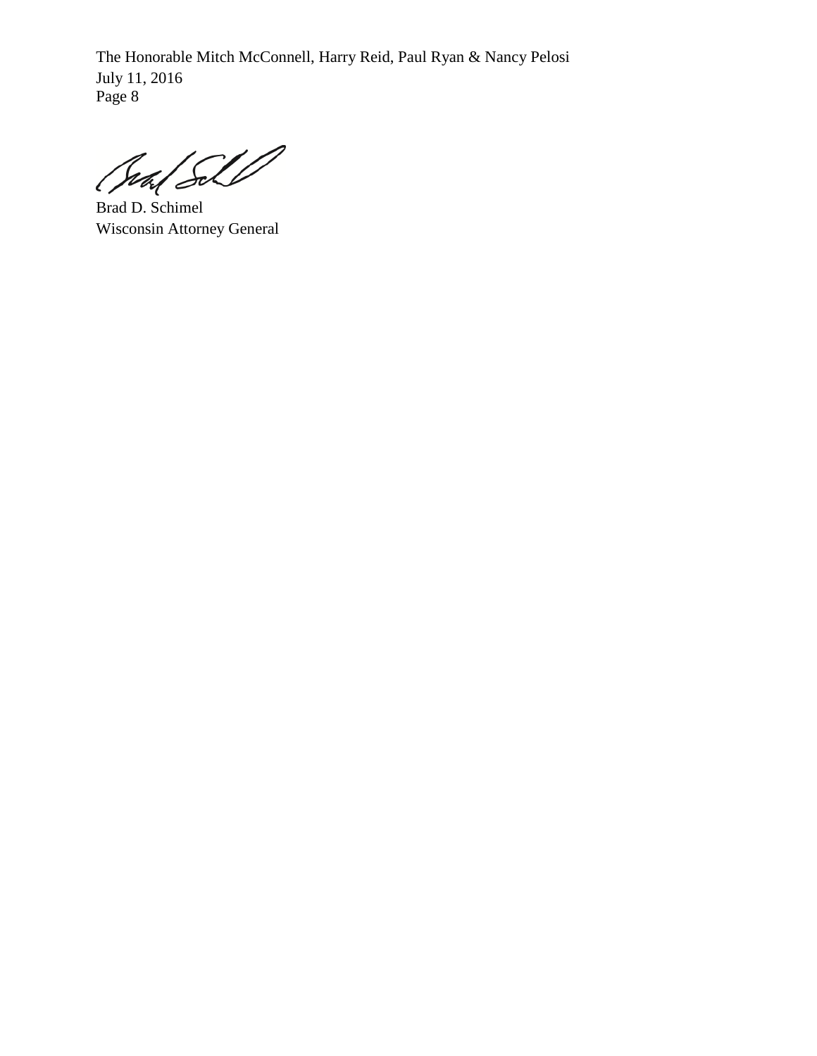Brad D. Schimel
Wisconsin Attorney General